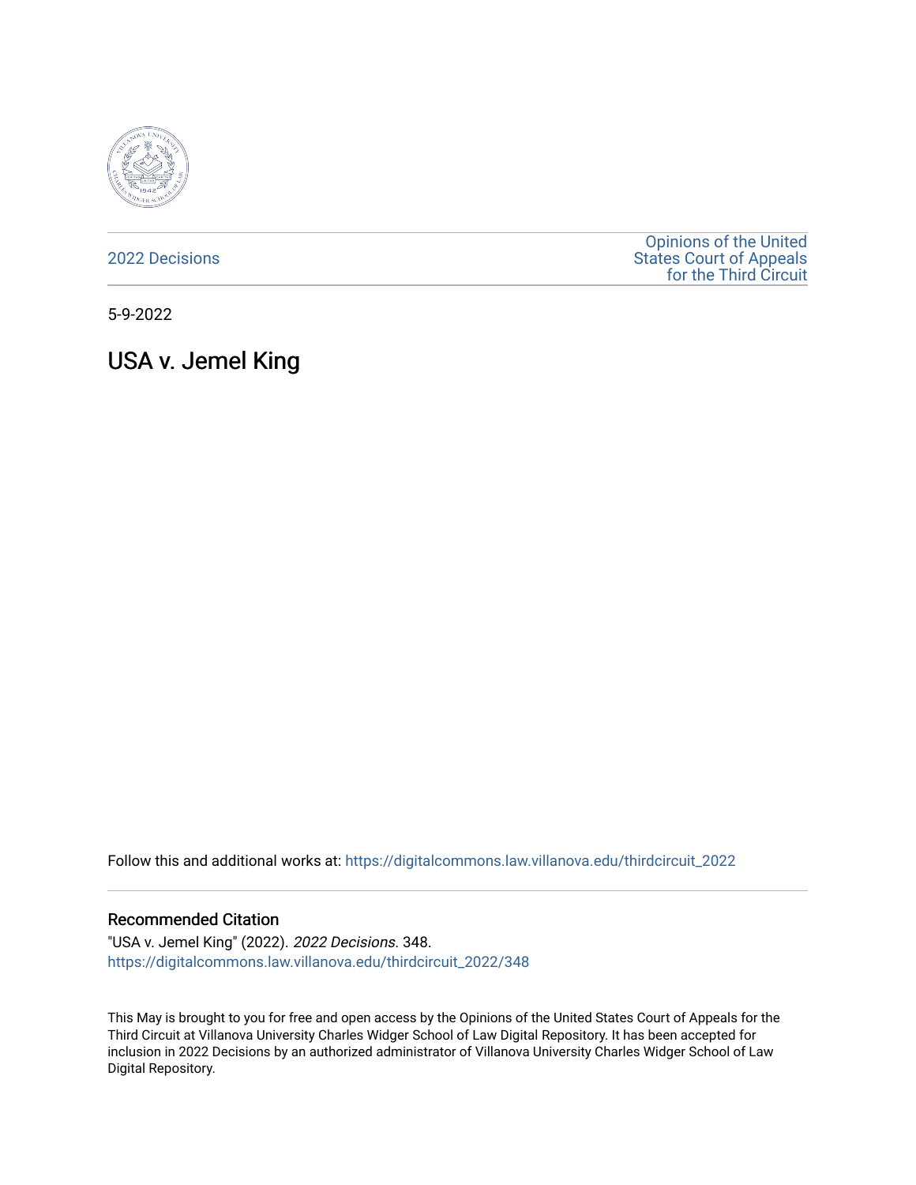2022 Decisions

Opinions of the United States Court of Appeals for the Third Circuit

5-9-2022

# USA v. Jemel King

Follow this and additional works at: https://digitalcommons.law.villanova.edu/thirdcircuit_2022

## Recommended Citation

"USA v. Jemel King" (2022). *2022 Decisions*. 348.
https://digitalcommons.law.villanova.edu/thirdcircuit_2022/348

This May is brought to you for free and open access by the Opinions of the United States Court of Appeals for the Third Circuit at Villanova University Charles Widger School of Law Digital Repository. It has been accepted for inclusion in 2022 Decisions by an authorized administrator of Villanova University Charles Widger School of Law Digital Repository.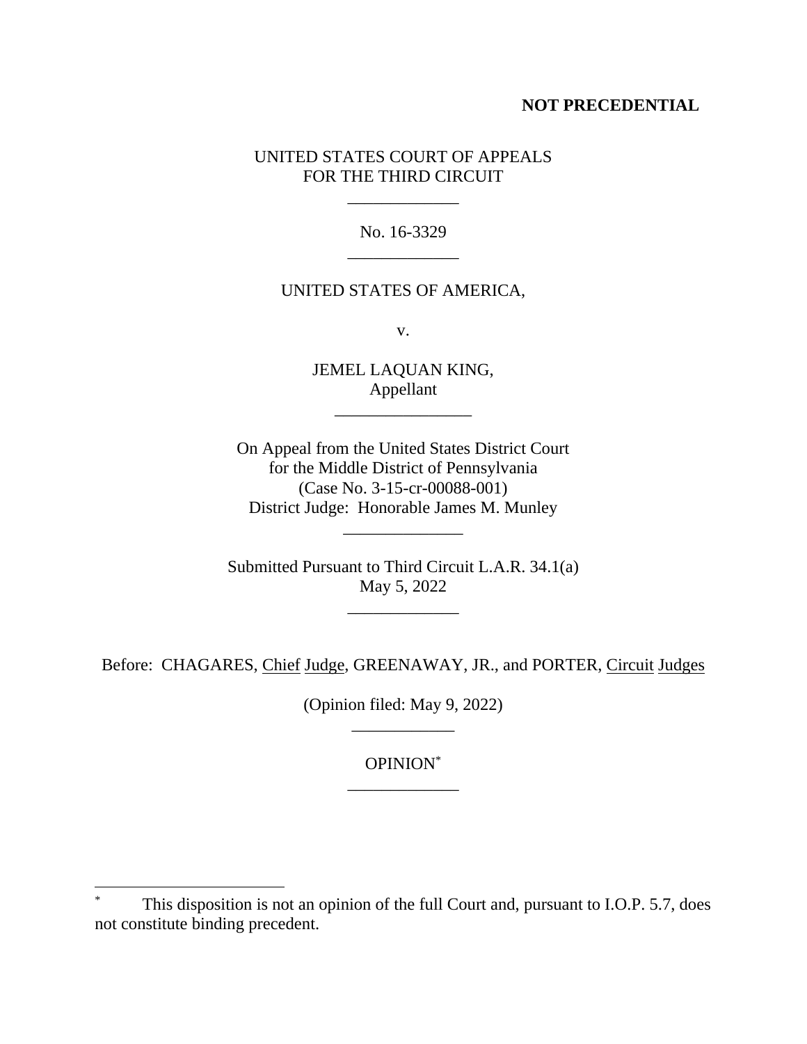**NOT PRECEDENTIAL**

UNITED STATES COURT OF APPEALS
FOR THE THIRD CIRCUIT

\_\_\_\_\_\_\_\_\_\_\_\_\_

No. 16-3329

\_\_\_\_\_\_\_\_\_\_\_\_\_

UNITED STATES OF AMERICA,

v.

JEMEL LAQUAN KING,
Appellant

\_\_\_\_\_\_\_\_\_\_\_\_\_\_\_\_

On Appeal from the United States District Court
for the Middle District of Pennsylvania
(Case No. 3-15-cr-00088-001)
District Judge: Honorable James M. Munley

\_\_\_\_\_\_\_\_\_\_\_\_\_\_

Submitted Pursuant to Third Circuit L.A.R. 34.1(a)
May 5, 2022

\_\_\_\_\_\_\_\_\_\_\_\_\_

Before: CHAGARES, Chief Judge, GREENAWAY, JR., and PORTER, Circuit Judges

(Opinion filed: May 9, 2022)

\_\_\_\_\_\_\_\_\_\_\_\_

OPINION[*]

\_\_\_\_\_\_\_\_\_\_\_\_\_

[*] This disposition is not an opinion of the full Court and, pursuant to I.O.P. 5.7, does not constitute binding precedent.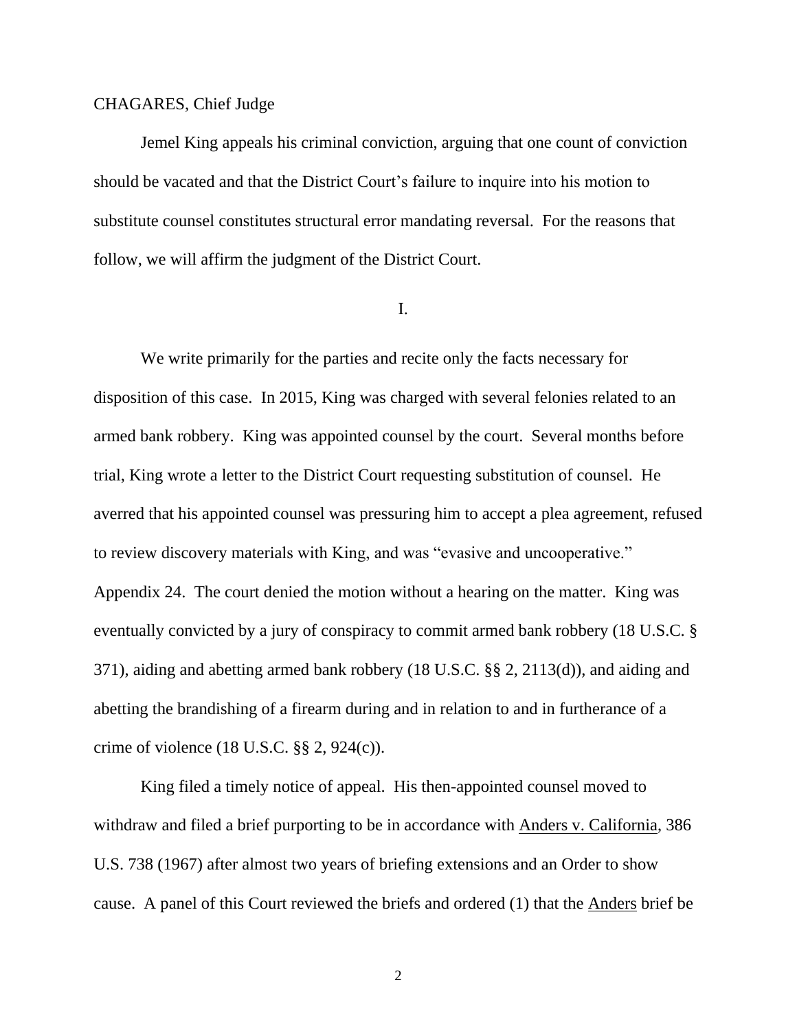CHAGARES, Chief Judge

Jemel King appeals his criminal conviction, arguing that one count of conviction should be vacated and that the District Court's failure to inquire into his motion to substitute counsel constitutes structural error mandating reversal. For the reasons that follow, we will affirm the judgment of the District Court.

I.

We write primarily for the parties and recite only the facts necessary for disposition of this case. In 2015, King was charged with several felonies related to an armed bank robbery. King was appointed counsel by the court. Several months before trial, King wrote a letter to the District Court requesting substitution of counsel. He averred that his appointed counsel was pressuring him to accept a plea agreement, refused to review discovery materials with King, and was "evasive and uncooperative." Appendix 24. The court denied the motion without a hearing on the matter. King was eventually convicted by a jury of conspiracy to commit armed bank robbery (18 U.S.C. § 371), aiding and abetting armed bank robbery (18 U.S.C. §§ 2, 2113(d)), and aiding and abetting the brandishing of a firearm during and in relation to and in furtherance of a crime of violence (18 U.S.C. §§ 2, 924(c)).

King filed a timely notice of appeal. His then-appointed counsel moved to withdraw and filed a brief purporting to be in accordance with Anders v. California, 386 U.S. 738 (1967) after almost two years of briefing extensions and an Order to show cause. A panel of this Court reviewed the briefs and ordered (1) that the Anders brief be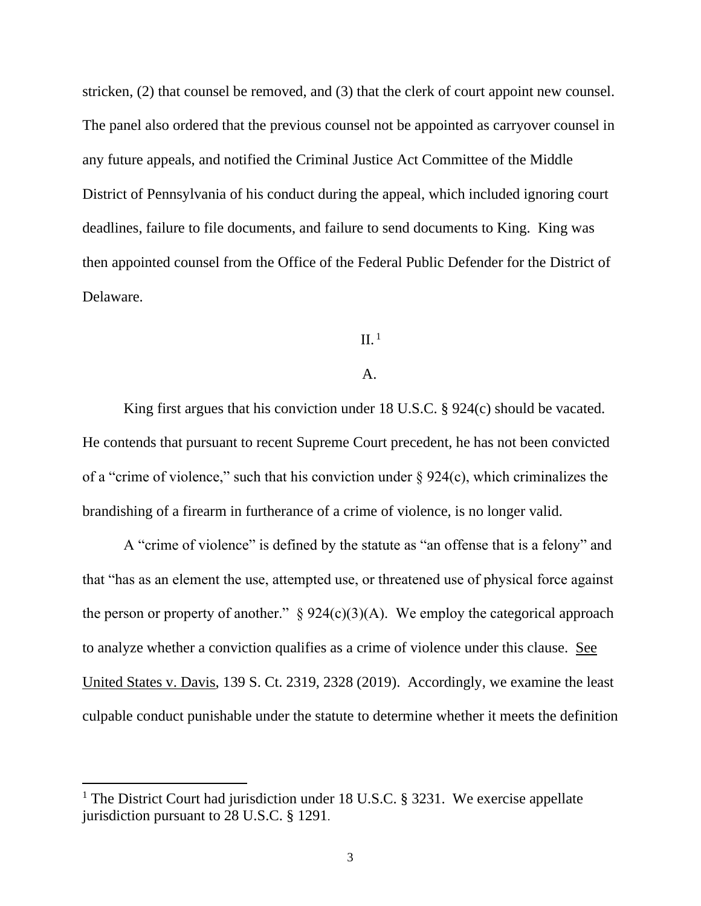stricken, (2) that counsel be removed, and (3) that the clerk of court appoint new counsel. The panel also ordered that the previous counsel not be appointed as carryover counsel in any future appeals, and notified the Criminal Justice Act Committee of the Middle District of Pennsylvania of his conduct during the appeal, which included ignoring court deadlines, failure to file documents, and failure to send documents to King. King was then appointed counsel from the Office of the Federal Public Defender for the District of Delaware.

## II.[1]

### A.

King first argues that his conviction under 18 U.S.C. § 924(c) should be vacated. He contends that pursuant to recent Supreme Court precedent, he has not been convicted of a "crime of violence," such that his conviction under § 924(c), which criminalizes the brandishing of a firearm in furtherance of a crime of violence, is no longer valid.

A "crime of violence" is defined by the statute as "an offense that is a felony" and that "has as an element the use, attempted use, or threatened use of physical force against the person or property of another." § 924(c)(3)(A). We employ the categorical approach to analyze whether a conviction qualifies as a crime of violence under this clause. See United States v. Davis, 139 S. Ct. 2319, 2328 (2019). Accordingly, we examine the least culpable conduct punishable under the statute to determine whether it meets the definition

---

[1] The District Court had jurisdiction under 18 U.S.C. § 3231. We exercise appellate jurisdiction pursuant to 28 U.S.C. § 1291.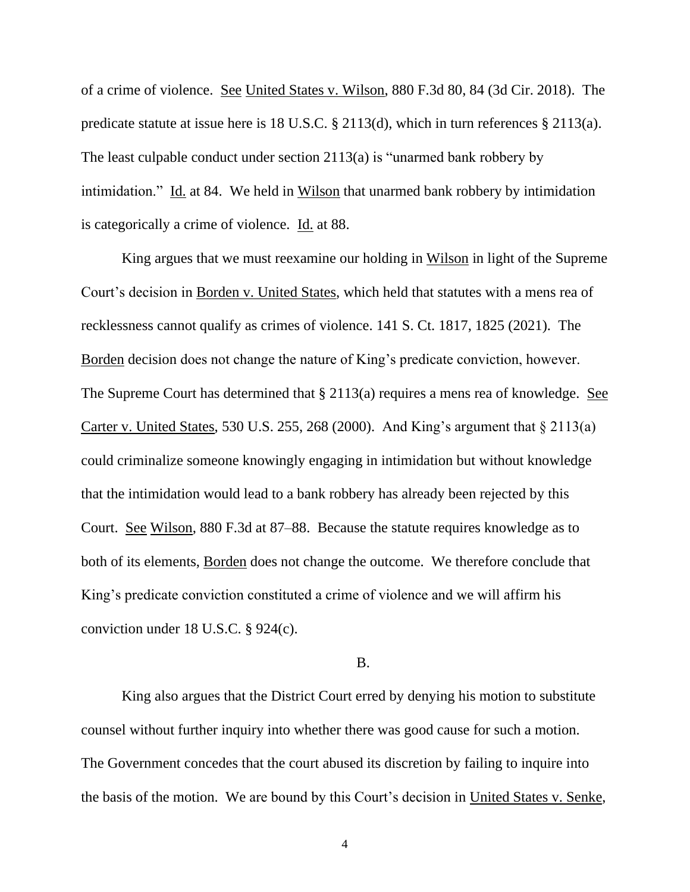of a crime of violence. See United States v. Wilson, 880 F.3d 80, 84 (3d Cir. 2018). The predicate statute at issue here is 18 U.S.C. § 2113(d), which in turn references § 2113(a). The least culpable conduct under section 2113(a) is "unarmed bank robbery by intimidation." Id. at 84. We held in Wilson that unarmed bank robbery by intimidation is categorically a crime of violence. Id. at 88.

King argues that we must reexamine our holding in Wilson in light of the Supreme Court's decision in Borden v. United States, which held that statutes with a mens rea of recklessness cannot qualify as crimes of violence. 141 S. Ct. 1817, 1825 (2021). The Borden decision does not change the nature of King's predicate conviction, however. The Supreme Court has determined that § 2113(a) requires a mens rea of knowledge. See Carter v. United States, 530 U.S. 255, 268 (2000). And King's argument that § 2113(a) could criminalize someone knowingly engaging in intimidation but without knowledge that the intimidation would lead to a bank robbery has already been rejected by this Court. See Wilson, 880 F.3d at 87–88. Because the statute requires knowledge as to both of its elements, Borden does not change the outcome. We therefore conclude that King's predicate conviction constituted a crime of violence and we will affirm his conviction under 18 U.S.C. § 924(c).

B.

King also argues that the District Court erred by denying his motion to substitute counsel without further inquiry into whether there was good cause for such a motion. The Government concedes that the court abused its discretion by failing to inquire into the basis of the motion. We are bound by this Court's decision in United States v. Senke,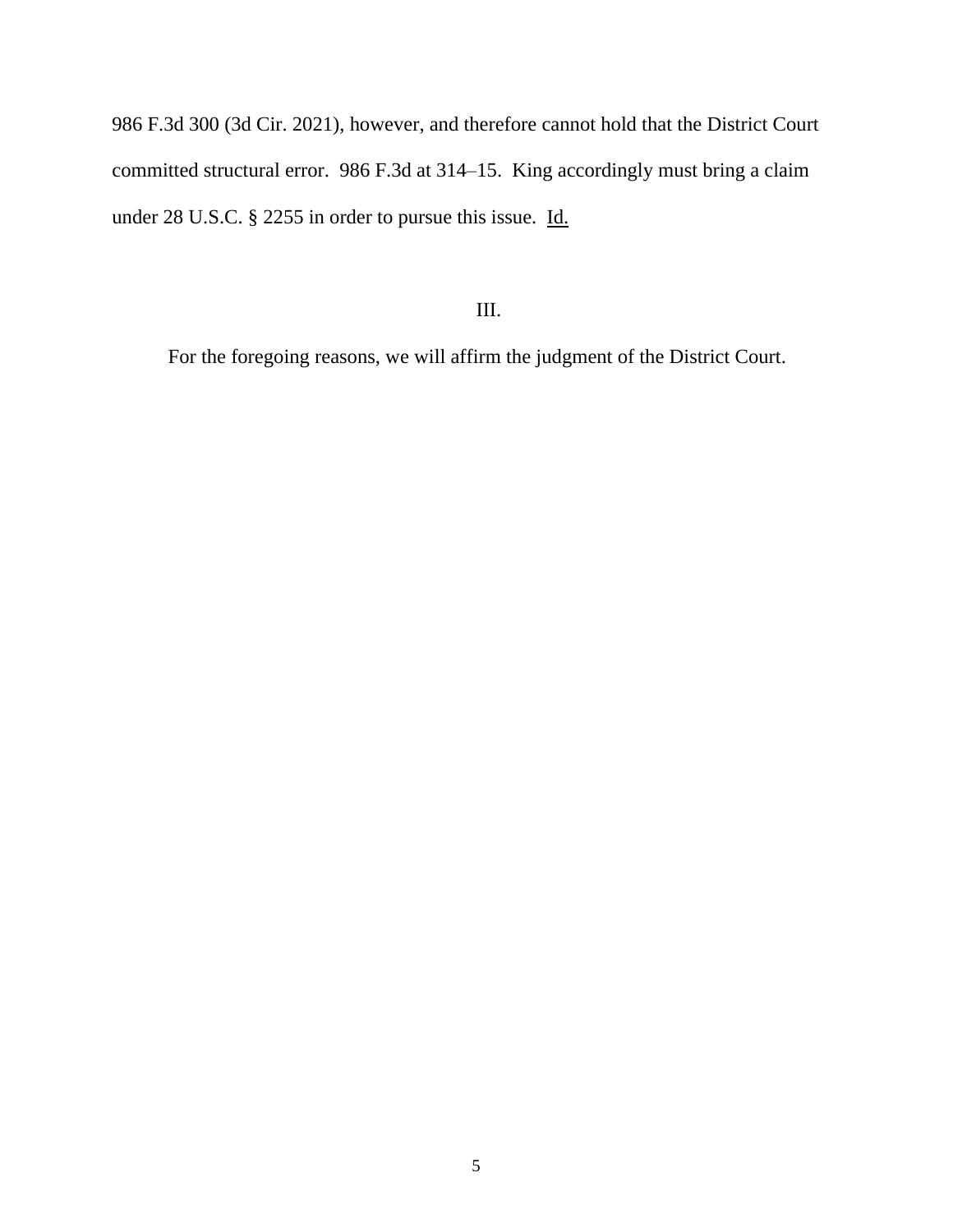986 F.3d 300 (3d Cir. 2021), however, and therefore cannot hold that the District Court committed structural error. 986 F.3d at 314–15. King accordingly must bring a claim under 28 U.S.C. § 2255 in order to pursue this issue. Id.

## III.

For the foregoing reasons, we will affirm the judgment of the District Court.